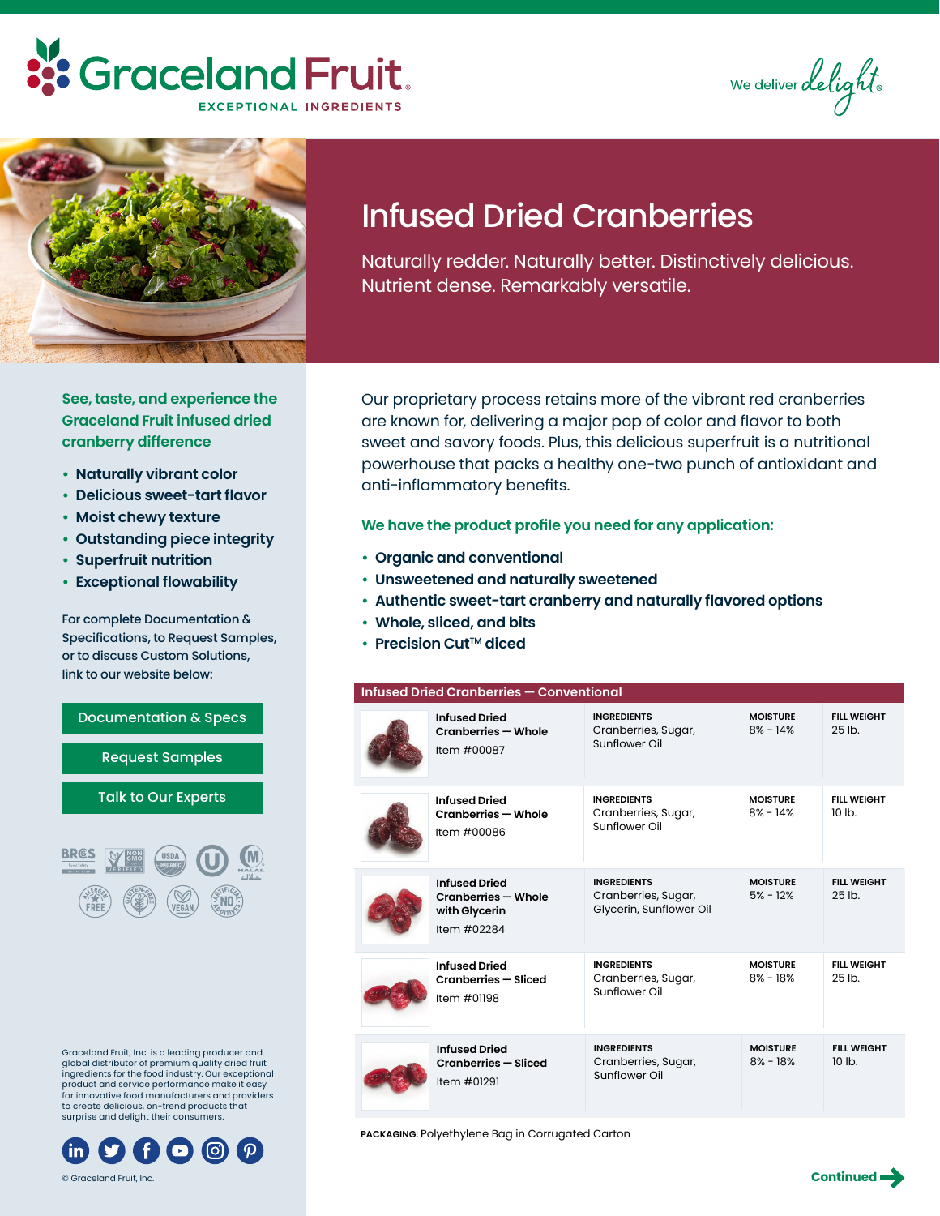# Graceland Fruit

EXCEPTIONAL INGREDIENTS

We deliver delight

# Infused Dried Cranberries

Naturally redder. Naturally better. Distinctively delicious. Nutrient dense. Remarkably versatile.

**See, taste, and experience the Graceland Fruit infused dried cranberry difference**

- Naturally vibrant color
- Delicious sweet-tart flavor
- Moist chewy texture
- Outstanding piece integrity
- Superfruit nutrition
- Exceptional flowability

For complete Documentation & Specifications, to Request Samples, or to discuss Custom Solutions, link to our website below:

Documentation & Specs

Request Samples

Talk to Our Experts

Our proprietary process retains more of the vibrant red cranberries are known for, delivering a major pop of color and flavor to both sweet and savory foods. Plus, this delicious superfruit is a nutritional powerhouse that packs a healthy one-two punch of antioxidant and anti-inflammatory benefits.

**We have the product profile you need for any application:**

- Organic and conventional
- Unsweetened and naturally sweetened
- Authentic sweet-tart cranberry and naturally flavored options
- Whole, sliced, and bits
- Precision Cut™ diced

**Infused Dried Cranberries — Conventional**

| Product | Ingredients | Moisture | Fill Weight |
|---|---|---|---|
| **Infused Dried Cranberries — Whole**<br>Item #00087 | Cranberries, Sugar, Sunflower Oil | 8% - 14% | 25 lb. |
| **Infused Dried Cranberries — Whole**<br>Item #00086 | Cranberries, Sugar, Sunflower Oil | 8% - 14% | 10 lb. |
| **Infused Dried Cranberries — Whole with Glycerin**<br>Item #02284 | Cranberries, Sugar, Glycerin, Sunflower Oil | 5% - 12% | 25 lb. |
| **Infused Dried Cranberries — Sliced**<br>Item #01198 | Cranberries, Sugar, Sunflower Oil | 8% - 18% | 25 lb. |
| **Infused Dried Cranberries — Sliced**<br>Item #01291 | Cranberries, Sugar, Sunflower Oil | 8% - 18% | 10 lb. |

**PACKAGING:** Polyethylene Bag in Corrugated Carton

Graceland Fruit, Inc. is a leading producer and global distributor of premium quality dried fruit ingredients for the food industry. Our exceptional product and service performance make it easy for innovative food manufacturers and providers to create delicious, on-trend products that surprise and delight their consumers.

© Graceland Fruit, Inc.

**Continued**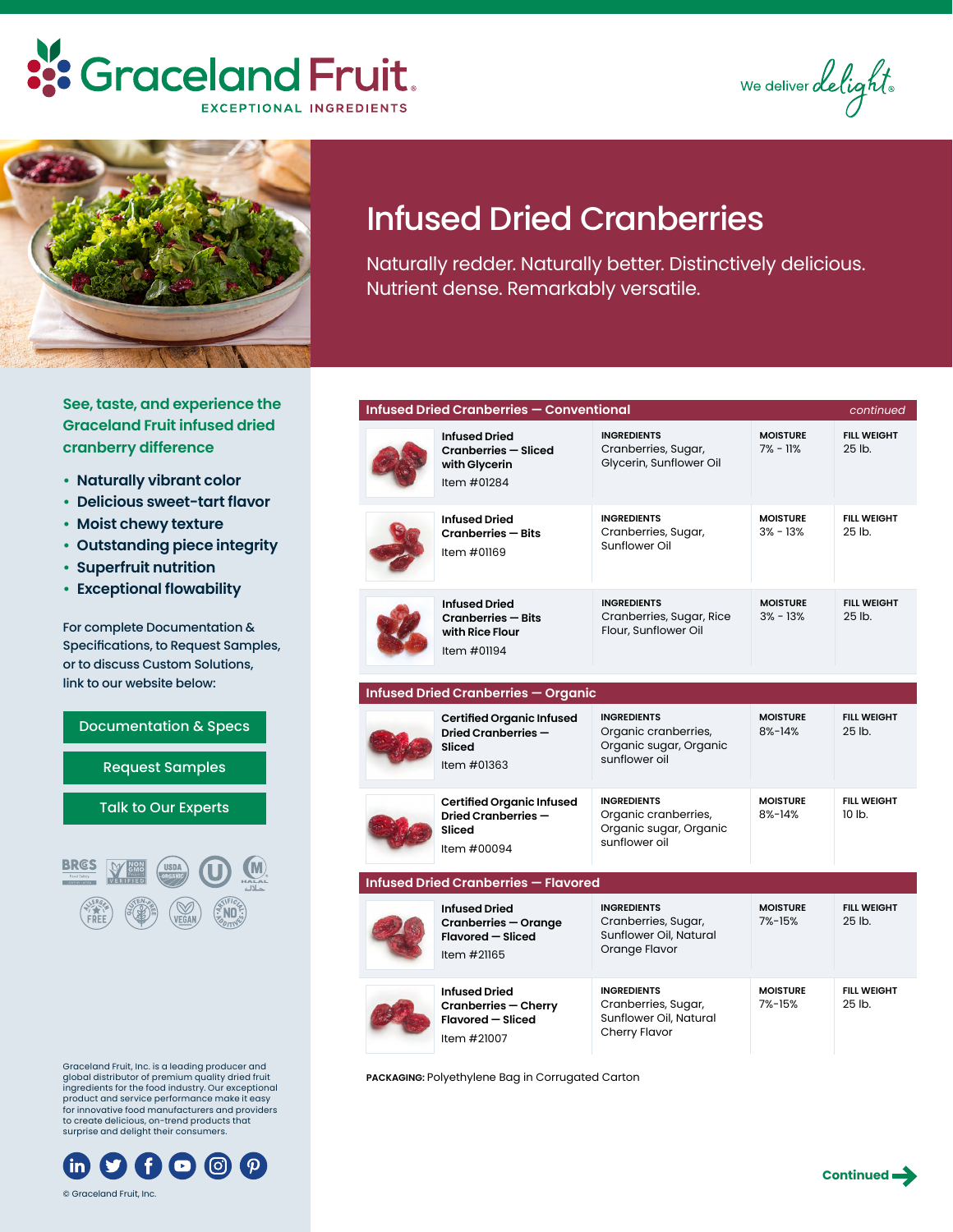Graceland Fruit
EXCEPTIONAL INGREDIENTS

We deliver *delight*

# Infused Dried Cranberries

Naturally redder. Naturally better. Distinctively delicious.
Nutrient dense. Remarkably versatile.

## See, taste, and experience the Graceland Fruit infused dried cranberry difference

- Naturally vibrant color
- Delicious sweet-tart flavor
- Moist chewy texture
- Outstanding piece integrity
- Superfruit nutrition
- Exceptional flowability

For complete Documentation & Specifications, to Request Samples, or to discuss Custom Solutions, link to our website below:

Documentation & Specs

Request Samples

Talk to Our Experts

### Infused Dried Cranberries — Conventional *continued*

| Product | Ingredients | Moisture | Fill Weight |
|---|---|---|---|
| **Infused Dried Cranberries — Sliced with Glycerin** Item #01284 | Cranberries, Sugar, Glycerin, Sunflower Oil | 7% - 11% | 25 lb. |
| **Infused Dried Cranberries — Bits** Item #01169 | Cranberries, Sugar, Sunflower Oil | 3% - 13% | 25 lb. |
| **Infused Dried Cranberries — Bits with Rice Flour** Item #01194 | Cranberries, Sugar, Rice Flour, Sunflower Oil | 3% - 13% | 25 lb. |

### Infused Dried Cranberries — Organic

| Product | Ingredients | Moisture | Fill Weight |
|---|---|---|---|
| **Certified Organic Infused Dried Cranberries — Sliced** Item #01363 | Organic cranberries, Organic sugar, Organic sunflower oil | 8%-14% | 25 lb. |
| **Certified Organic Infused Dried Cranberries — Sliced** Item #00094 | Organic cranberries, Organic sugar, Organic sunflower oil | 8%-14% | 10 lb. |

### Infused Dried Cranberries — Flavored

| Product | Ingredients | Moisture | Fill Weight |
|---|---|---|---|
| **Infused Dried Cranberries — Orange Flavored — Sliced** Item #21165 | Cranberries, Sugar, Sunflower Oil, Natural Orange Flavor | 7%-15% | 25 lb. |
| **Infused Dried Cranberries — Cherry Flavored — Sliced** Item #21007 | Cranberries, Sugar, Sunflower Oil, Natural Cherry Flavor | 7%-15% | 25 lb. |

**PACKAGING:** Polyethylene Bag in Corrugated Carton

Graceland Fruit, Inc. is a leading producer and global distributor of premium quality dried fruit ingredients for the food industry. Our exceptional product and service performance make it easy for innovative food manufacturers and providers to create delicious, on-trend products that surprise and delight their consumers.

© Graceland Fruit, Inc.

**Continued**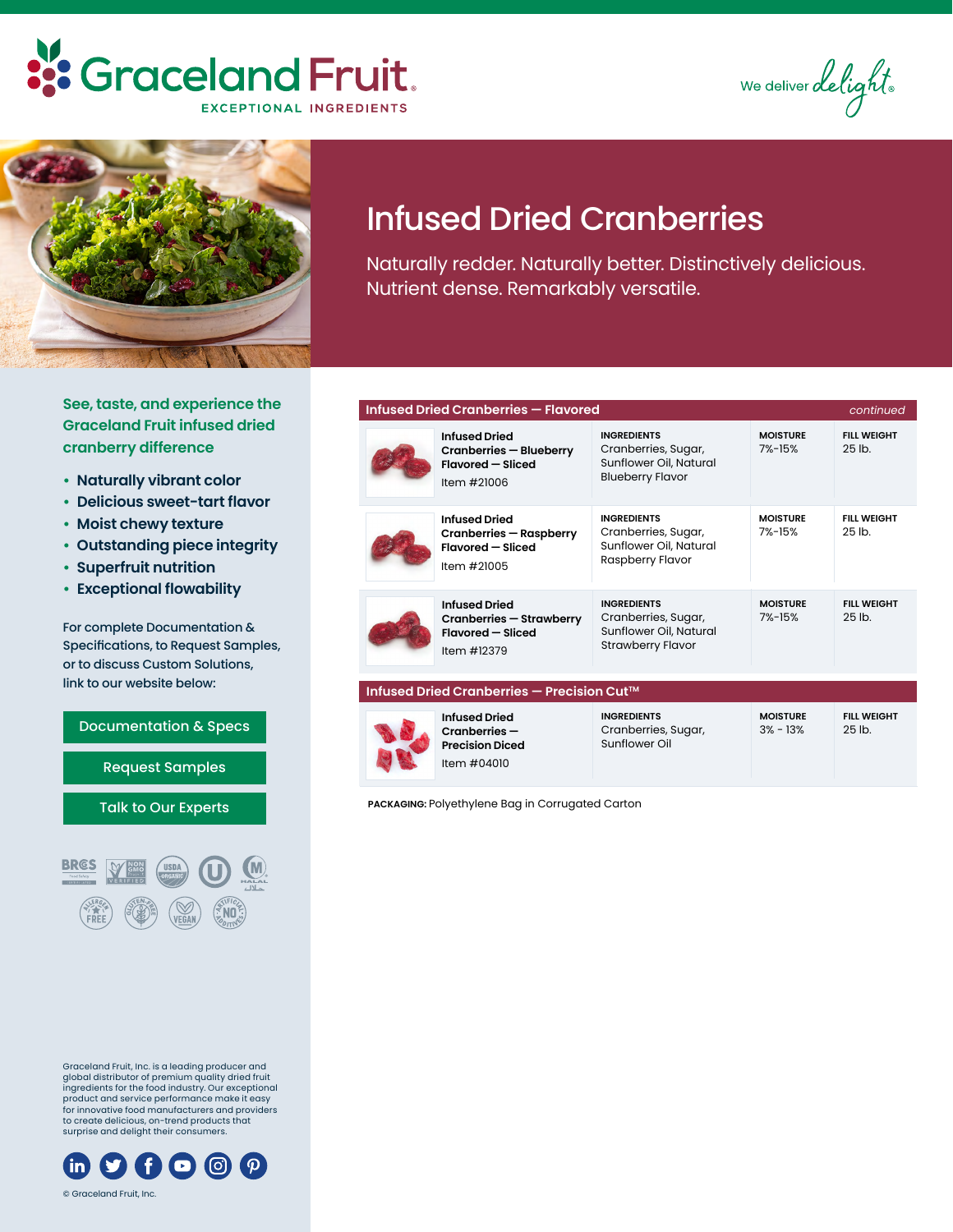Graceland Fruit

EXCEPTIONAL INGREDIENTS

We deliver delight

# Infused Dried Cranberries

Naturally redder. Naturally better. Distinctively delicious. Nutrient dense. Remarkably versatile.

## See, taste, and experience the Graceland Fruit infused dried cranberry difference

- Naturally vibrant color
- Delicious sweet-tart flavor
- Moist chewy texture
- Outstanding piece integrity
- Superfruit nutrition
- Exceptional flowability

For complete Documentation & Specifications, to Request Samples, or to discuss Custom Solutions, link to our website below:

Documentation & Specs

Request Samples

Talk to Our Experts

### Infused Dried Cranberries — Flavored *continued*

| Product | Ingredients | Moisture | Fill Weight |
|---|---|---|---|
| **Infused Dried Cranberries — Blueberry Flavored — Sliced** Item #21006 | Cranberries, Sugar, Sunflower Oil, Natural Blueberry Flavor | 7%-15% | 25 lb. |
| **Infused Dried Cranberries — Raspberry Flavored — Sliced** Item #21005 | Cranberries, Sugar, Sunflower Oil, Natural Raspberry Flavor | 7%-15% | 25 lb. |
| **Infused Dried Cranberries — Strawberry Flavored — Sliced** Item #12379 | Cranberries, Sugar, Sunflower Oil, Natural Strawberry Flavor | 7%-15% | 25 lb. |

### Infused Dried Cranberries — Precision Cut™

| Product | Ingredients | Moisture | Fill Weight |
|---|---|---|---|
| **Infused Dried Cranberries — Precision Diced** Item #04010 | Cranberries, Sugar, Sunflower Oil | 3% - 13% | 25 lb. |

**PACKAGING:** Polyethylene Bag in Corrugated Carton

Graceland Fruit, Inc. is a leading producer and global distributor of premium quality dried fruit ingredients for the food industry. Our exceptional product and service performance make it easy for innovative food manufacturers and providers to create delicious, on-trend products that surprise and delight their consumers.

© Graceland Fruit, Inc.